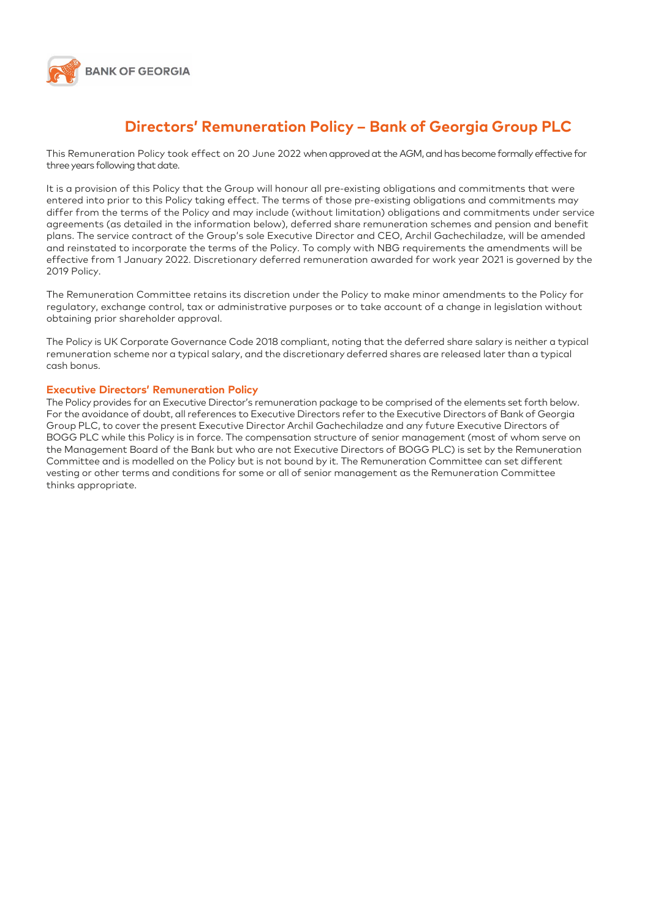BANK OF GEORGIA

# Directors' Remuneration Policy – Bank of Georgia Group PLC

This Remuneration Policy took effect on 20 June 2022 when approved at the AGM, and has become formally effective for three years following that date.

It is a provision of this Policy that the Group will honour all pre-existing obligations and commitments that were entered into prior to this Policy taking effect. The terms of those pre-existing obligations and commitments may differ from the terms of the Policy and may include (without limitation) obligations and commitments under service agreements (as detailed in the information below), deferred share remuneration schemes and pension and benefit plans. The service contract of the Group's sole Executive Director and CEO, Archil Gachechiladze, will be amended and reinstated to incorporate the terms of the Policy. To comply with NBG requirements the amendments will be effective from 1 January 2022. Discretionary deferred remuneration awarded for work year 2021 is governed by the 2019 Policy.

The Remuneration Committee retains its discretion under the Policy to make minor amendments to the Policy for regulatory, exchange control, tax or administrative purposes or to take account of a change in legislation without obtaining prior shareholder approval.

The Policy is UK Corporate Governance Code 2018 compliant, noting that the deferred share salary is neither a typical remuneration scheme nor a typical salary, and the discretionary deferred shares are released later than a typical cash bonus.

## Executive Directors' Remuneration Policy

The Policy provides for an Executive Director's remuneration package to be comprised of the elements set forth below. For the avoidance of doubt, all references to Executive Directors refer to the Executive Directors of Bank of Georgia Group PLC, to cover the present Executive Director Archil Gachechiladze and any future Executive Directors of BOGG PLC while this Policy is in force. The compensation structure of senior management (most of whom serve on the Management Board of the Bank but who are not Executive Directors of BOGG PLC) is set by the Remuneration Committee and is modelled on the Policy but is not bound by it. The Remuneration Committee can set different vesting or other terms and conditions for some or all of senior management as the Remuneration Committee thinks appropriate.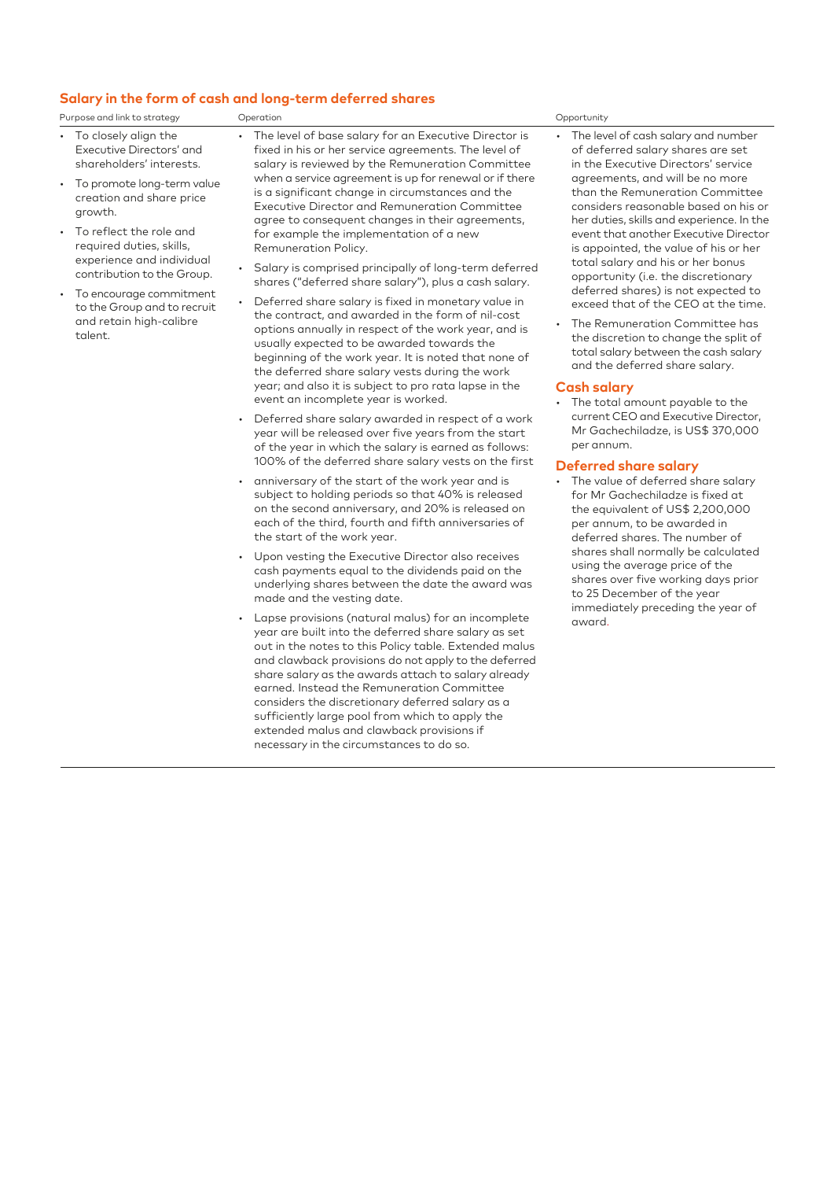## Salary in the form of cash and long-term deferred shares

| Purpose and link to strategy | Operation | Opportunity |
|---|---|---|
| • To closely align the Executive Directors' and shareholders' interests.<br>• To promote long-term value creation and share price growth.<br>• To reflect the role and required duties, skills, experience and individual contribution to the Group.<br>• To encourage commitment to the Group and to recruit and retain high-calibre talent. | • The level of base salary for an Executive Director is fixed in his or her service agreements. The level of salary is reviewed by the Remuneration Committee when a service agreement is up for renewal or if there is a significant change in circumstances and the Executive Director and Remuneration Committee agree to consequent changes in their agreements, for example the implementation of a new Remuneration Policy.<br>• Salary is comprised principally of long-term deferred shares ("deferred share salary"), plus a cash salary.<br>• Deferred share salary is fixed in monetary value in the contract, and awarded in the form of nil-cost options annually in respect of the work year, and is usually expected to be awarded towards the beginning of the work year. It is noted that none of the deferred share salary vests during the work year; and also it is subject to pro rata lapse in the event an incomplete year is worked.<br>• Deferred share salary awarded in respect of a work year will be released over five years from the start of the year in which the salary is earned as follows: 100% of the deferred share salary vests on the first anniversary of the start of the work year and is subject to holding periods so that 40% is released on the second anniversary, and 20% is released on each of the third, fourth and fifth anniversaries of the start of the work year.<br>• Upon vesting the Executive Director also receives cash payments equal to the dividends paid on the underlying shares between the date the award was made and the vesting date.<br>• Lapse provisions (natural malus) for an incomplete year are built into the deferred share salary as set out in the notes to this Policy table. Extended malus and clawback provisions do not apply to the deferred share salary as the awards attach to salary already earned. Instead the Remuneration Committee considers the discretionary deferred salary as a sufficiently large pool from which to apply the extended malus and clawback provisions if necessary in the circumstances to do so. | • The level of cash salary and number of deferred salary shares are set in the Executive Directors' service agreements, and will be no more than the Remuneration Committee considers reasonable based on his or her duties, skills and experience. In the event that another Executive Director is appointed, the value of his or her total salary and his or her bonus opportunity (i.e. the discretionary deferred shares) is not expected to exceed that of the CEO at the time.<br>• The Remuneration Committee has the discretion to change the split of total salary between the cash salary and the deferred share salary.<br>**Cash salary**<br>• The total amount payable to the current CEO and Executive Director, Mr Gachechiladze, is US$ 370,000 per annum.<br>**Deferred share salary**<br>• The value of deferred share salary for Mr Gachechiladze is fixed at the equivalent of US$ 2,200,000 per annum, to be awarded in deferred shares. The number of shares shall normally be calculated using the average price of the shares over five working days prior to 25 December of the year immediately preceding the year of award. |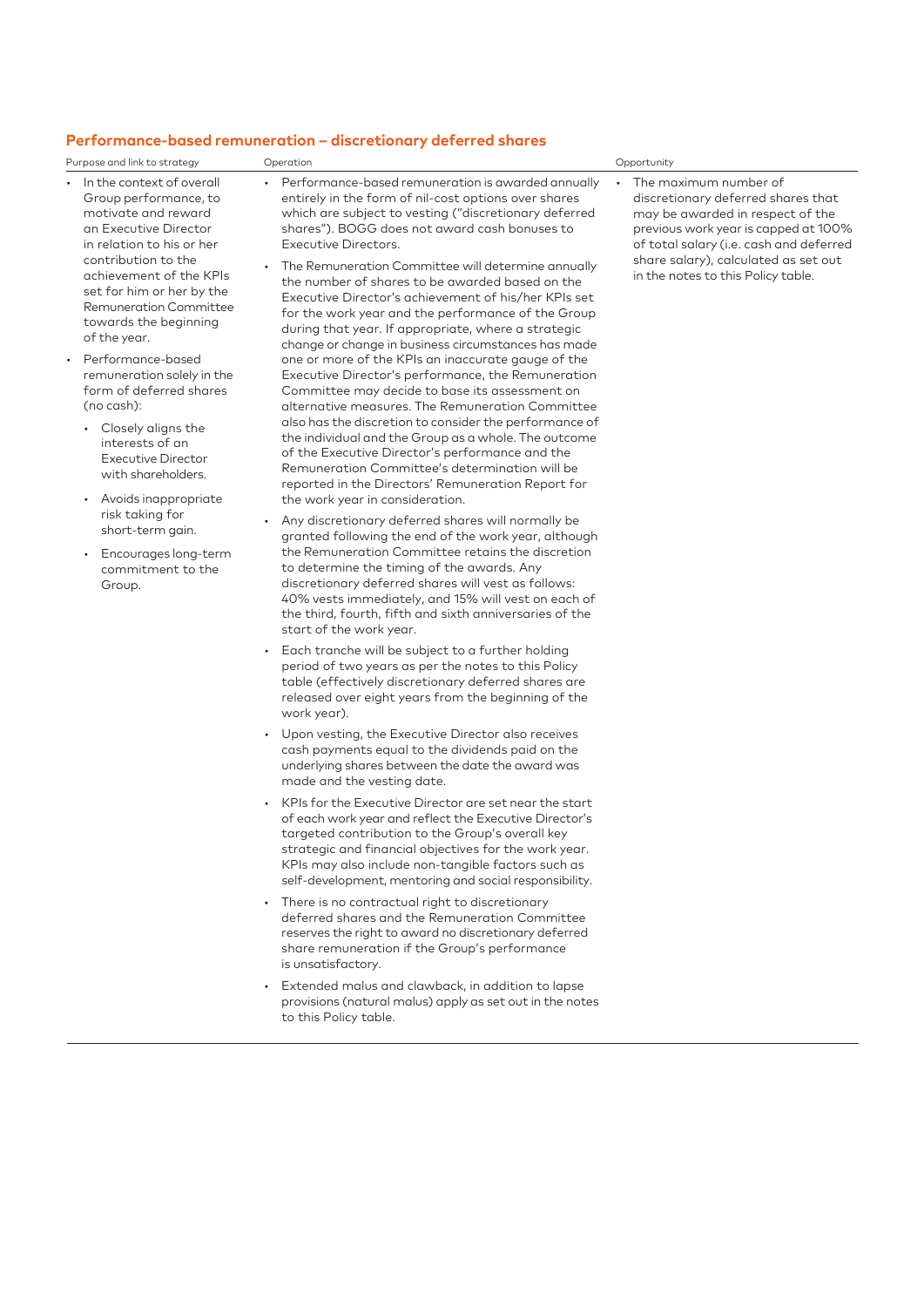## Performance-based remuneration – discretionary deferred shares

| Purpose and link to strategy | Operation | Opportunity |
|---|---|---|
| • In the context of overall Group performance, to motivate and reward an Executive Director in relation to his or her contribution to the achievement of the KPIs set for him or her by the Remuneration Committee towards the beginning of the year.<br>• Performance-based remuneration solely in the form of deferred shares (no cash):<br>  • Closely aligns the interests of an Executive Director with shareholders.<br>  • Avoids inappropriate risk taking for short-term gain.<br>  • Encourages long-term commitment to the Group. | • Performance-based remuneration is awarded annually entirely in the form of nil-cost options over shares which are subject to vesting ("discretionary deferred shares"). BOGG does not award cash bonuses to Executive Directors.<br>• The Remuneration Committee will determine annually the number of shares to be awarded based on the Executive Director's achievement of his/her KPIs set for the work year and the performance of the Group during that year. If appropriate, where a strategic change or change in business circumstances has made one or more of the KPIs an inaccurate gauge of the Executive Director's performance, the Remuneration Committee may decide to base its assessment on alternative measures. The Remuneration Committee also has the discretion to consider the performance of the individual and the Group as a whole. The outcome of the Executive Director's performance and the Remuneration Committee's determination will be reported in the Directors' Remuneration Report for the work year in consideration.<br>• Any discretionary deferred shares will normally be granted following the end of the work year, although the Remuneration Committee retains the discretion to determine the timing of the awards. Any discretionary deferred shares will vest as follows: 40% vests immediately, and 15% will vest on each of the third, fourth, fifth and sixth anniversaries of the start of the work year.<br>• Each tranche will be subject to a further holding period of two years as per the notes to this Policy table (effectively discretionary deferred shares are released over eight years from the beginning of the work year).<br>• Upon vesting, the Executive Director also receives cash payments equal to the dividends paid on the underlying shares between the date the award was made and the vesting date.<br>• KPIs for the Executive Director are set near the start of each work year and reflect the Executive Director's targeted contribution to the Group's overall key strategic and financial objectives for the work year. KPIs may also include non-tangible factors such as self-development, mentoring and social responsibility.<br>• There is no contractual right to discretionary deferred shares and the Remuneration Committee reserves the right to award no discretionary deferred share remuneration if the Group's performance is unsatisfactory.<br>• Extended malus and clawback, in addition to lapse provisions (natural malus) apply as set out in the notes to this Policy table. | • The maximum number of discretionary deferred shares that may be awarded in respect of the previous work year is capped at 100% of total salary (i.e. cash and deferred share salary), calculated as set out in the notes to this Policy table. |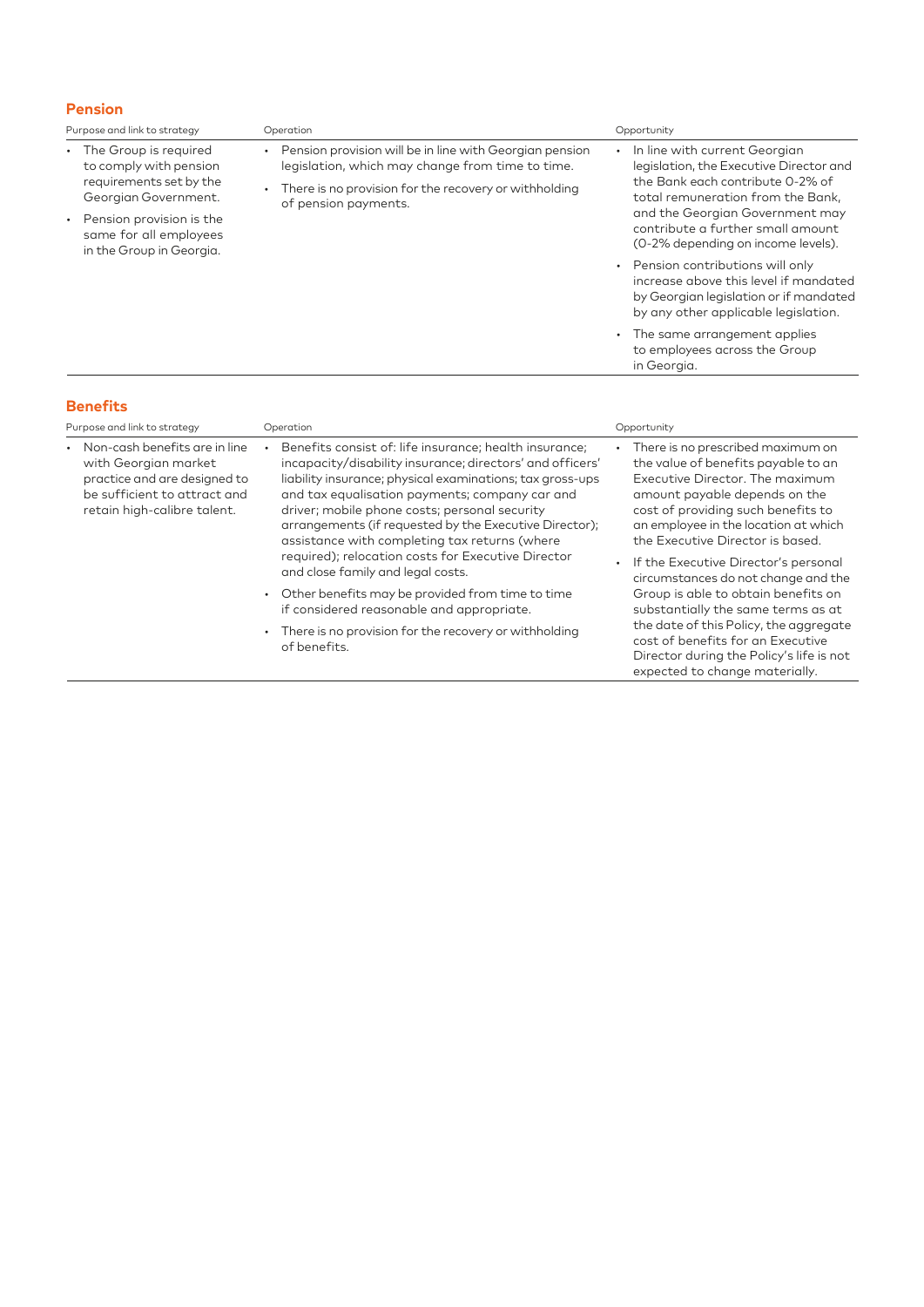## Pension

| Purpose and link to strategy | Operation | Opportunity |
|---|---|---|
| • The Group is required to comply with pension requirements set by the Georgian Government.<br>• Pension provision is the same for all employees in the Group in Georgia. | • Pension provision will be in line with Georgian pension legislation, which may change from time to time.<br>• There is no provision for the recovery or withholding of pension payments. | • In line with current Georgian legislation, the Executive Director and the Bank each contribute 0-2% of total remuneration from the Bank, and the Georgian Government may contribute a further small amount (0-2% depending on income levels).<br>• Pension contributions will only increase above this level if mandated by Georgian legislation or if mandated by any other applicable legislation.<br>• The same arrangement applies to employees across the Group in Georgia. |

## Benefits

| Purpose and link to strategy | Operation | Opportunity |
|---|---|---|
| • Non-cash benefits are in line with Georgian market practice and are designed to be sufficient to attract and retain high-calibre talent. | • Benefits consist of: life insurance; health insurance; incapacity/disability insurance; directors' and officers' liability insurance; physical examinations; tax gross-ups and tax equalisation payments; company car and driver; mobile phone costs; personal security arrangements (if requested by the Executive Director); assistance with completing tax returns (where required); relocation costs for Executive Director and close family and legal costs.<br>• Other benefits may be provided from time to time if considered reasonable and appropriate.<br>• There is no provision for the recovery or withholding of benefits. | • There is no prescribed maximum on the value of benefits payable to an Executive Director. The maximum amount payable depends on the cost of providing such benefits to an employee in the location at which the Executive Director is based.<br>• If the Executive Director's personal circumstances do not change and the Group is able to obtain benefits on substantially the same terms as at the date of this Policy, the aggregate cost of benefits for an Executive Director during the Policy's life is not expected to change materially. |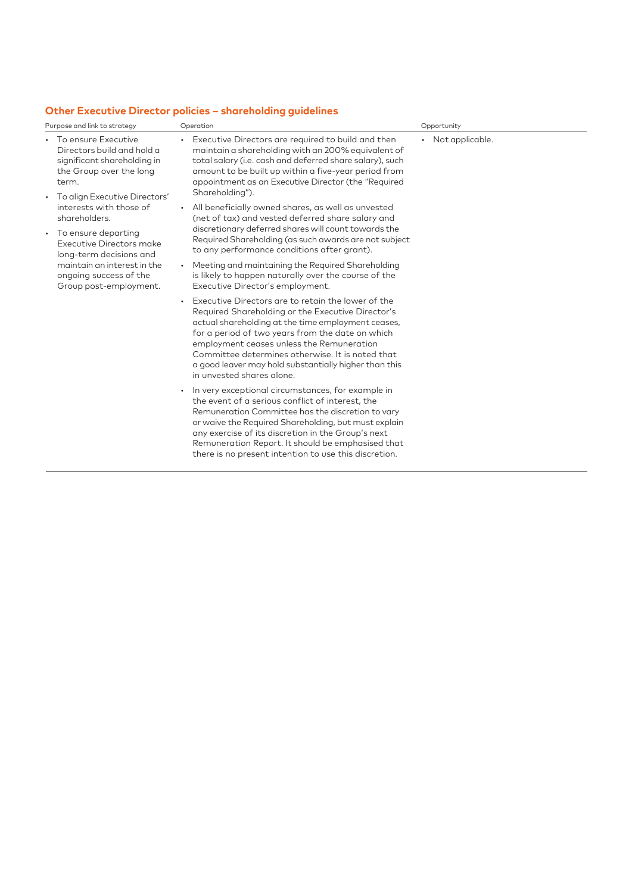## Other Executive Director policies – shareholding guidelines

| Purpose and link to strategy | Operation | Opportunity |
|---|---|---|
| • To ensure Executive Directors build and hold a significant shareholding in the Group over the long term.<br>• To align Executive Directors' interests with those of shareholders.<br>• To ensure departing Executive Directors make long-term decisions and maintain an interest in the ongoing success of the Group post-employment. | • Executive Directors are required to build and then maintain a shareholding with an 200% equivalent of total salary (i.e. cash and deferred share salary), such amount to be built up within a five-year period from appointment as an Executive Director (the "Required Shareholding").<br>• All beneficially owned shares, as well as unvested (net of tax) and vested deferred share salary and discretionary deferred shares will count towards the Required Shareholding (as such awards are not subject to any performance conditions after grant).<br>• Meeting and maintaining the Required Shareholding is likely to happen naturally over the course of the Executive Director's employment.<br>• Executive Directors are to retain the lower of the Required Shareholding or the Executive Director's actual shareholding at the time employment ceases, for a period of two years from the date on which employment ceases unless the Remuneration Committee determines otherwise. It is noted that a good leaver may hold substantially higher than this in unvested shares alone.<br>• In very exceptional circumstances, for example in the event of a serious conflict of interest, the Remuneration Committee has the discretion to vary or waive the Required Shareholding, but must explain any exercise of its discretion in the Group's next Remuneration Report. It should be emphasised that there is no present intention to use this discretion. | • Not applicable. |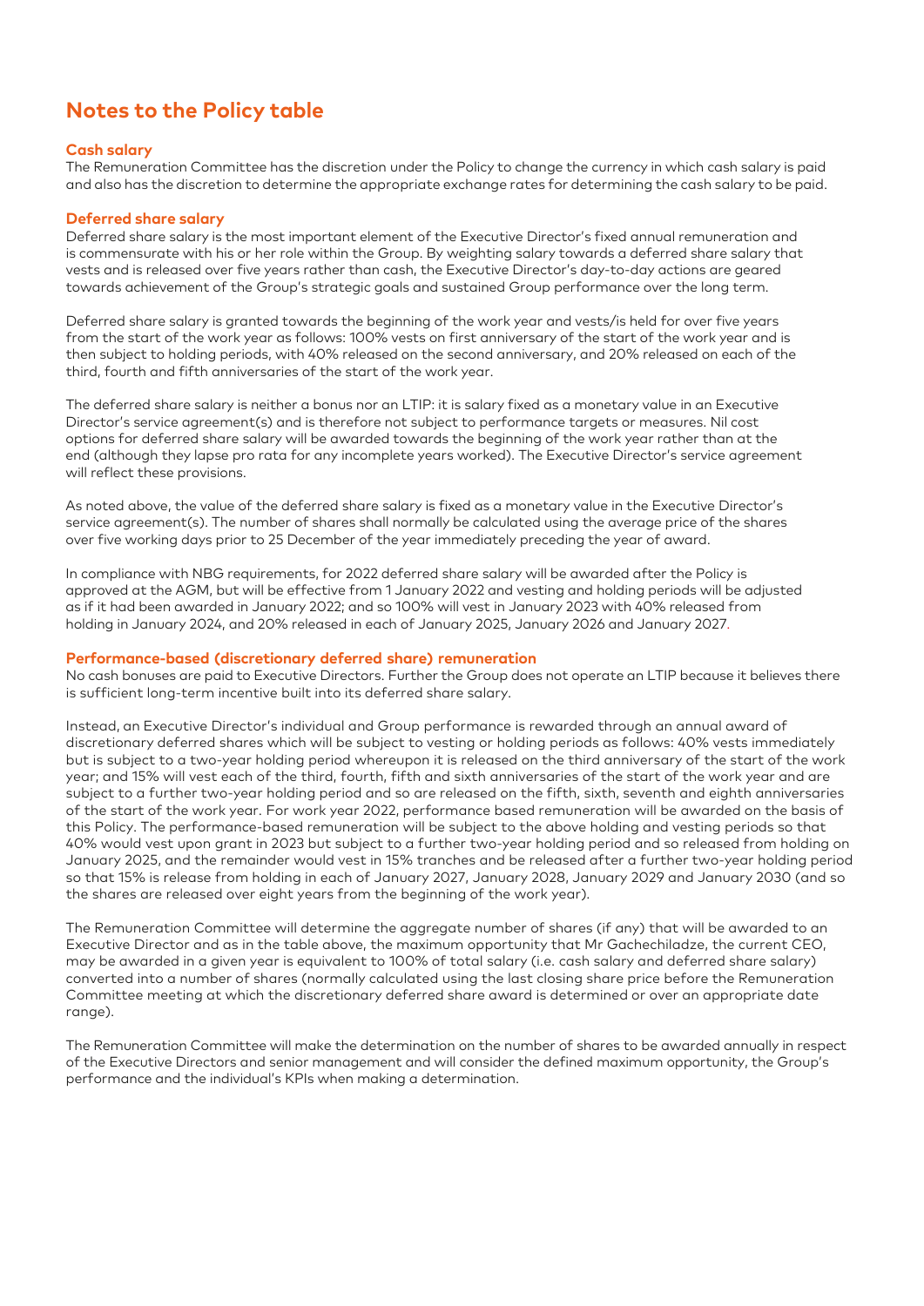# Notes to the Policy table

### Cash salary

The Remuneration Committee has the discretion under the Policy to change the currency in which cash salary is paid and also has the discretion to determine the appropriate exchange rates for determining the cash salary to be paid.

### Deferred share salary

Deferred share salary is the most important element of the Executive Director's fixed annual remuneration and is commensurate with his or her role within the Group. By weighting salary towards a deferred share salary that vests and is released over five years rather than cash, the Executive Director's day-to-day actions are geared towards achievement of the Group's strategic goals and sustained Group performance over the long term.

Deferred share salary is granted towards the beginning of the work year and vests/is held for over five years from the start of the work year as follows: 100% vests on first anniversary of the start of the work year and is then subject to holding periods, with 40% released on the second anniversary, and 20% released on each of the third, fourth and fifth anniversaries of the start of the work year.

The deferred share salary is neither a bonus nor an LTIP: it is salary fixed as a monetary value in an Executive Director's service agreement(s) and is therefore not subject to performance targets or measures. Nil cost options for deferred share salary will be awarded towards the beginning of the work year rather than at the end (although they lapse pro rata for any incomplete years worked). The Executive Director's service agreement will reflect these provisions.

As noted above, the value of the deferred share salary is fixed as a monetary value in the Executive Director's service agreement(s). The number of shares shall normally be calculated using the average price of the shares over five working days prior to 25 December of the year immediately preceding the year of award.

In compliance with NBG requirements, for 2022 deferred share salary will be awarded after the Policy is approved at the AGM, but will be effective from 1 January 2022 and vesting and holding periods will be adjusted as if it had been awarded in January 2022; and so 100% will vest in January 2023 with 40% released from holding in January 2024, and 20% released in each of January 2025, January 2026 and January 2027.

### Performance-based (discretionary deferred share) remuneration

No cash bonuses are paid to Executive Directors. Further the Group does not operate an LTIP because it believes there is sufficient long-term incentive built into its deferred share salary.

Instead, an Executive Director's individual and Group performance is rewarded through an annual award of discretionary deferred shares which will be subject to vesting or holding periods as follows: 40% vests immediately but is subject to a two-year holding period whereupon it is released on the third anniversary of the start of the work year; and 15% will vest each of the third, fourth, fifth and sixth anniversaries of the start of the work year and are subject to a further two-year holding period and so are released on the fifth, sixth, seventh and eighth anniversaries of the start of the work year. For work year 2022, performance based remuneration will be awarded on the basis of this Policy. The performance-based remuneration will be subject to the above holding and vesting periods so that 40% would vest upon grant in 2023 but subject to a further two-year holding period and so released from holding on January 2025, and the remainder would vest in 15% tranches and be released after a further two-year holding period so that 15% is release from holding in each of January 2027, January 2028, January 2029 and January 2030 (and so the shares are released over eight years from the beginning of the work year).

The Remuneration Committee will determine the aggregate number of shares (if any) that will be awarded to an Executive Director and as in the table above, the maximum opportunity that Mr Gachechiladze, the current CEO, may be awarded in a given year is equivalent to 100% of total salary (i.e. cash salary and deferred share salary) converted into a number of shares (normally calculated using the last closing share price before the Remuneration Committee meeting at which the discretionary deferred share award is determined or over an appropriate date range).

The Remuneration Committee will make the determination on the number of shares to be awarded annually in respect of the Executive Directors and senior management and will consider the defined maximum opportunity, the Group's performance and the individual's KPIs when making a determination.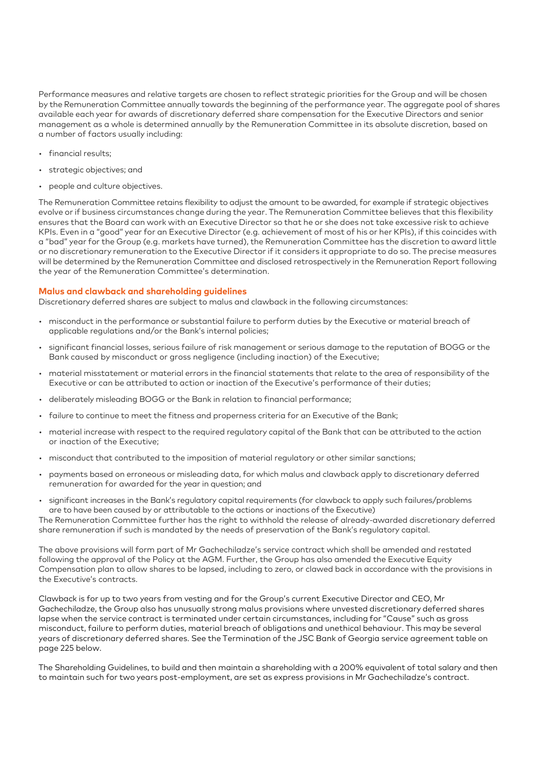Performance measures and relative targets are chosen to reflect strategic priorities for the Group and will be chosen by the Remuneration Committee annually towards the beginning of the performance year. The aggregate pool of shares available each year for awards of discretionary deferred share compensation for the Executive Directors and senior management as a whole is determined annually by the Remuneration Committee in its absolute discretion, based on a number of factors usually including:

- financial results;
- strategic objectives; and
- people and culture objectives.

The Remuneration Committee retains flexibility to adjust the amount to be awarded, for example if strategic objectives evolve or if business circumstances change during the year. The Remuneration Committee believes that this flexibility ensures that the Board can work with an Executive Director so that he or she does not take excessive risk to achieve KPIs. Even in a "good" year for an Executive Director (e.g. achievement of most of his or her KPIs), if this coincides with a "bad" year for the Group (e.g. markets have turned), the Remuneration Committee has the discretion to award little or no discretionary remuneration to the Executive Director if it considers it appropriate to do so. The precise measures will be determined by the Remuneration Committee and disclosed retrospectively in the Remuneration Report following the year of the Remuneration Committee's determination.

### Malus and clawback and shareholding guidelines

Discretionary deferred shares are subject to malus and clawback in the following circumstances:

- misconduct in the performance or substantial failure to perform duties by the Executive or material breach of applicable regulations and/or the Bank's internal policies;
- significant financial losses, serious failure of risk management or serious damage to the reputation of BOGG or the Bank caused by misconduct or gross negligence (including inaction) of the Executive;
- material misstatement or material errors in the financial statements that relate to the area of responsibility of the Executive or can be attributed to action or inaction of the Executive's performance of their duties;
- deliberately misleading BOGG or the Bank in relation to financial performance;
- failure to continue to meet the fitness and properness criteria for an Executive of the Bank;
- material increase with respect to the required regulatory capital of the Bank that can be attributed to the action or inaction of the Executive;
- misconduct that contributed to the imposition of material regulatory or other similar sanctions;
- payments based on erroneous or misleading data, for which malus and clawback apply to discretionary deferred remuneration for awarded for the year in question; and
- significant increases in the Bank's regulatory capital requirements (for clawback to apply such failures/problems are to have been caused by or attributable to the actions or inactions of the Executive)

The Remuneration Committee further has the right to withhold the release of already-awarded discretionary deferred share remuneration if such is mandated by the needs of preservation of the Bank's regulatory capital.

The above provisions will form part of Mr Gachechiladze's service contract which shall be amended and restated following the approval of the Policy at the AGM. Further, the Group has also amended the Executive Equity Compensation plan to allow shares to be lapsed, including to zero, or clawed back in accordance with the provisions in the Executive's contracts.

Clawback is for up to two years from vesting and for the Group's current Executive Director and CEO, Mr Gachechiladze, the Group also has unusually strong malus provisions where unvested discretionary deferred shares lapse when the service contract is terminated under certain circumstances, including for "Cause" such as gross misconduct, failure to perform duties, material breach of obligations and unethical behaviour. This may be several years of discretionary deferred shares. See the Termination of the JSC Bank of Georgia service agreement table on page 225 below.

The Shareholding Guidelines, to build and then maintain a shareholding with a 200% equivalent of total salary and then to maintain such for two years post-employment, are set as express provisions in Mr Gachechiladze's contract.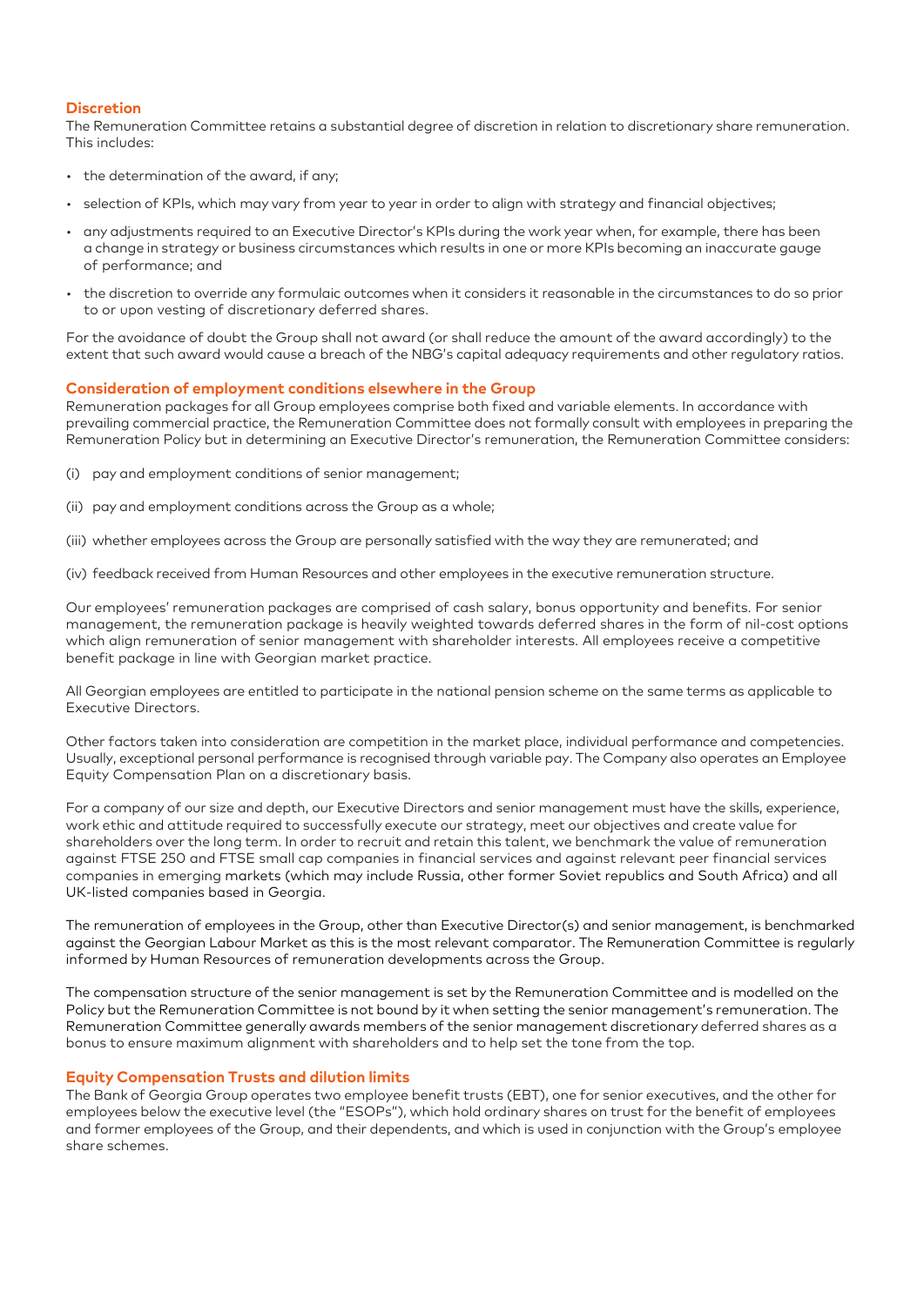## Discretion

The Remuneration Committee retains a substantial degree of discretion in relation to discretionary share remuneration. This includes:

- the determination of the award, if any;
- selection of KPIs, which may vary from year to year in order to align with strategy and financial objectives;
- any adjustments required to an Executive Director's KPIs during the work year when, for example, there has been a change in strategy or business circumstances which results in one or more KPIs becoming an inaccurate gauge of performance; and
- the discretion to override any formulaic outcomes when it considers it reasonable in the circumstances to do so prior to or upon vesting of discretionary deferred shares.

For the avoidance of doubt the Group shall not award (or shall reduce the amount of the award accordingly) to the extent that such award would cause a breach of the NBG's capital adequacy requirements and other regulatory ratios.

## Consideration of employment conditions elsewhere in the Group

Remuneration packages for all Group employees comprise both fixed and variable elements. In accordance with prevailing commercial practice, the Remuneration Committee does not formally consult with employees in preparing the Remuneration Policy but in determining an Executive Director's remuneration, the Remuneration Committee considers:

(i) pay and employment conditions of senior management;

(ii) pay and employment conditions across the Group as a whole;

(iii) whether employees across the Group are personally satisfied with the way they are remunerated; and

(iv) feedback received from Human Resources and other employees in the executive remuneration structure.

Our employees' remuneration packages are comprised of cash salary, bonus opportunity and benefits. For senior management, the remuneration package is heavily weighted towards deferred shares in the form of nil-cost options which align remuneration of senior management with shareholder interests. All employees receive a competitive benefit package in line with Georgian market practice.

All Georgian employees are entitled to participate in the national pension scheme on the same terms as applicable to Executive Directors.

Other factors taken into consideration are competition in the market place, individual performance and competencies. Usually, exceptional personal performance is recognised through variable pay. The Company also operates an Employee Equity Compensation Plan on a discretionary basis.

For a company of our size and depth, our Executive Directors and senior management must have the skills, experience, work ethic and attitude required to successfully execute our strategy, meet our objectives and create value for shareholders over the long term. In order to recruit and retain this talent, we benchmark the value of remuneration against FTSE 250 and FTSE small cap companies in financial services and against relevant peer financial services companies in emerging markets (which may include Russia, other former Soviet republics and South Africa) and all UK-listed companies based in Georgia.

The remuneration of employees in the Group, other than Executive Director(s) and senior management, is benchmarked against the Georgian Labour Market as this is the most relevant comparator. The Remuneration Committee is regularly informed by Human Resources of remuneration developments across the Group.

The compensation structure of the senior management is set by the Remuneration Committee and is modelled on the Policy but the Remuneration Committee is not bound by it when setting the senior management's remuneration. The Remuneration Committee generally awards members of the senior management discretionary deferred shares as a bonus to ensure maximum alignment with shareholders and to help set the tone from the top.

## Equity Compensation Trusts and dilution limits

The Bank of Georgia Group operates two employee benefit trusts (EBT), one for senior executives, and the other for employees below the executive level (the "ESOPs"), which hold ordinary shares on trust for the benefit of employees and former employees of the Group, and their dependents, and which is used in conjunction with the Group's employee share schemes.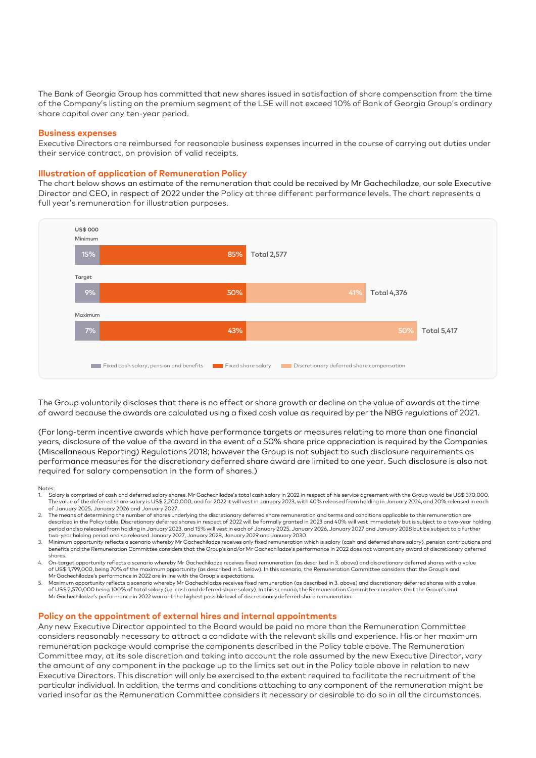The Bank of Georgia Group has committed that new shares issued in satisfaction of share compensation from the time of the Company's listing on the premium segment of the LSE will not exceed 10% of Bank of Georgia Group's ordinary share capital over any ten-year period.

## Business expenses

Executive Directors are reimbursed for reasonable business expenses incurred in the course of carrying out duties under their service contract, on provision of valid receipts.

## Illustration of application of Remuneration Policy

The chart below shows an estimate of the remuneration that could be received by Mr Gachechiladze, our sole Executive Director and CEO, in respect of 2022 under the Policy at three different performance levels. The chart represents a full year's remuneration for illustration purposes.

US$ 000

| | Fixed cash salary, pension and benefits | Fixed share salary | Discretionary deferred share compensation | Total |
|---|---|---|---|---|
| Minimum | 15% | 85% | | 2,577 |
| Target | 9% | 50% | 41% | 4,376 |
| Maximum | 7% | 43% | 50% | 5,417 |

The Group voluntarily discloses that there is no effect or share growth or decline on the value of awards at the time of award because the awards are calculated using a fixed cash value as required by per the NBG regulations of 2021.

(For long-term incentive awards which have performance targets or measures relating to more than one financial years, disclosure of the value of the award in the event of a 50% share price appreciation is required by the Companies (Miscellaneous Reporting) Regulations 2018; however the Group is not subject to such disclosure requirements as performance measures for the discretionary deferred share award are limited to one year. Such disclosure is also not required for salary compensation in the form of shares.)

Notes:

1. Salary is comprised of cash and deferred salary shares. Mr Gachechiladze's total cash salary in 2022 in respect of his service agreement with the Group would be US$ 370,000. The value of the deferred share salary is US$ 2,200,000, and for 2022 it will vest in January 2023, with 40% released from holding in January 2024, and 20% released in each of January 2025, January 2026 and January 2027.
2. The means of determining the number of shares underlying the discretionary deferred share remuneration and terms and conditions applicable to this remuneration are described in the Policy table. Discretionary deferred shares in respect of 2022 will be formally granted in 2023 and 40% will vest immediately but is subject to a two-year holding period and so released from holding in January 2023, and 15% will vest in each of January 2025, January 2026, January 2027 and January 2028 but be subject to a further two-year holding period and so released January 2027, January 2028, January 2029 and January 2030.
3. Minimum opportunity reflects a scenario whereby Mr Gachechiladze receives only fixed remuneration which is salary (cash and deferred share salary), pension contributions and benefits and the Remuneration Committee considers that the Group's and/or Mr Gachechiladze's performance in 2022 does not warrant any award of discretionary deferred shares.
4. On-target opportunity reflects a scenario whereby Mr Gachechiladze receives fixed remuneration (as described in 3. above) and discretionary deferred shares with a value of US$ 1,799,000, being 70% of the maximum opportunity (as described in 5. below). In this scenario, the Remuneration Committee considers that the Group's and Mr Gachechiladze's performance in 2022 are in line with the Group's expectations.
5. Maximum opportunity reflects a scenario whereby Mr Gachechiladze receives fixed remuneration (as described in 3. above) and discretionary deferred shares with a value of US$ 2,570,000 being 100% of total salary (i.e. cash and deferred share salary). In this scenario, the Remuneration Committee considers that the Group's and Mr Gachechiladze's performance in 2022 warrant the highest possible level of discretionary deferred share remuneration.

## Policy on the appointment of external hires and internal appointments

Any new Executive Director appointed to the Board would be paid no more than the Remuneration Committee considers reasonably necessary to attract a candidate with the relevant skills and experience. His or her maximum remuneration package would comprise the components described in the Policy table above. The Remuneration Committee may, at its sole discretion and taking into account the role assumed by the new Executive Director, vary the amount of any component in the package up to the limits set out in the Policy table above in relation to new Executive Directors. This discretion will only be exercised to the extent required to facilitate the recruitment of the particular individual. In addition, the terms and conditions attaching to any component of the remuneration might be varied insofar as the Remuneration Committee considers it necessary or desirable to do so in all the circumstances.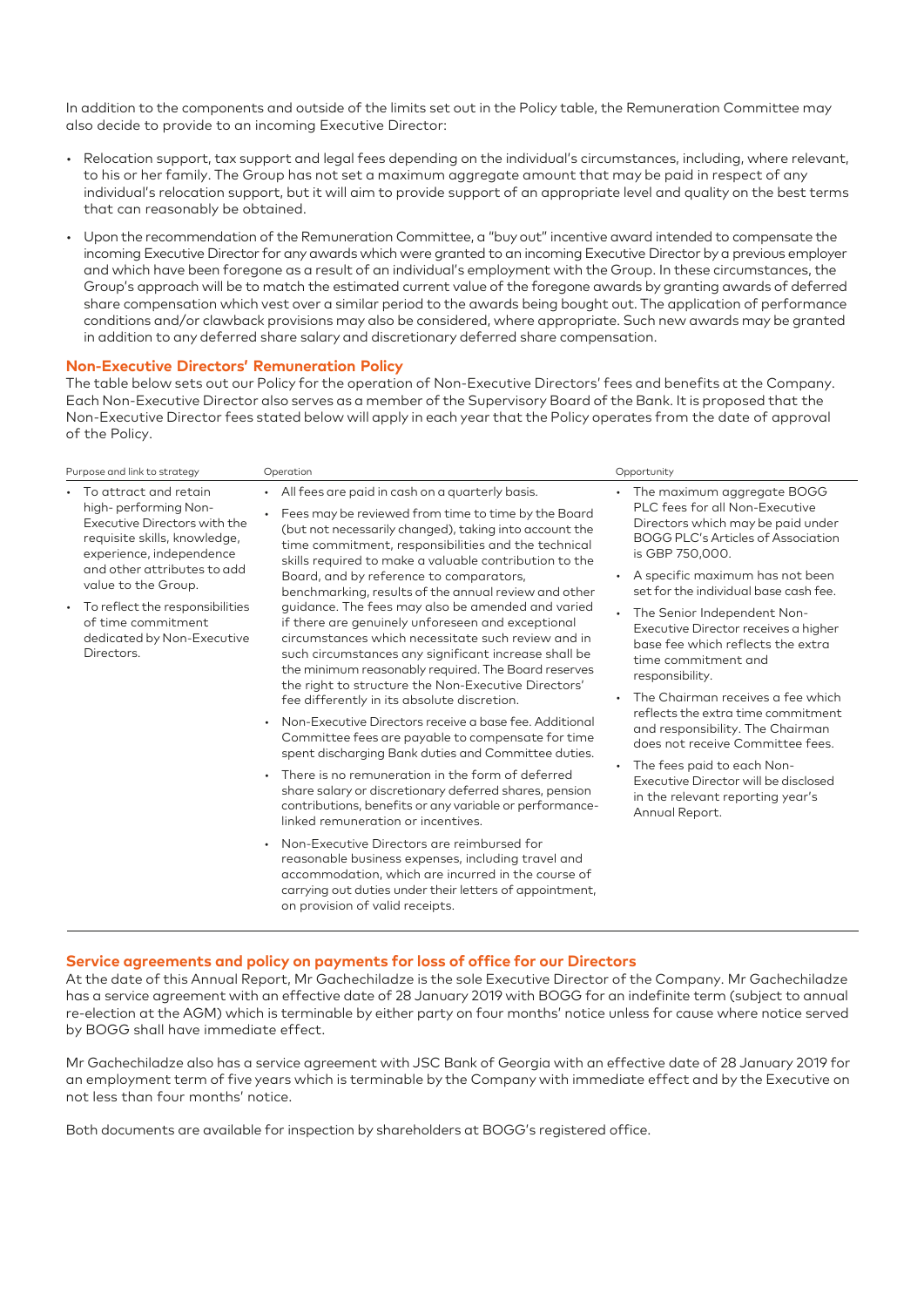In addition to the components and outside of the limits set out in the Policy table, the Remuneration Committee may also decide to provide to an incoming Executive Director:

- Relocation support, tax support and legal fees depending on the individual's circumstances, including, where relevant, to his or her family. The Group has not set a maximum aggregate amount that may be paid in respect of any individual's relocation support, but it will aim to provide support of an appropriate level and quality on the best terms that can reasonably be obtained.
- Upon the recommendation of the Remuneration Committee, a "buy out" incentive award intended to compensate the incoming Executive Director for any awards which were granted to an incoming Executive Director by a previous employer and which have been foregone as a result of an individual's employment with the Group. In these circumstances, the Group's approach will be to match the estimated current value of the foregone awards by granting awards of deferred share compensation which vest over a similar period to the awards being bought out. The application of performance conditions and/or clawback provisions may also be considered, where appropriate. Such new awards may be granted in addition to any deferred share salary and discretionary deferred share compensation.

## Non-Executive Directors' Remuneration Policy

The table below sets out our Policy for the operation of Non-Executive Directors' fees and benefits at the Company. Each Non-Executive Director also serves as a member of the Supervisory Board of the Bank. It is proposed that the Non-Executive Director fees stated below will apply in each year that the Policy operates from the date of approval of the Policy.

| Purpose and link to strategy | Operation | Opportunity |
|---|---|---|
| • To attract and retain high- performing Non-Executive Directors with the requisite skills, knowledge, experience, independence and other attributes to add value to the Group.<br>• To reflect the responsibilities of time commitment dedicated by Non-Executive Directors. | • All fees are paid in cash on a quarterly basis.<br>• Fees may be reviewed from time to time by the Board (but not necessarily changed), taking into account the time commitment, responsibilities and the technical skills required to make a valuable contribution to the Board, and by reference to comparators, benchmarking, results of the annual review and other guidance. The fees may also be amended and varied if there are genuinely unforeseen and exceptional circumstances which necessitate such review and in such circumstances any significant increase shall be the minimum reasonably required. The Board reserves the right to structure the Non-Executive Directors' fee differently in its absolute discretion.<br>• Non-Executive Directors receive a base fee. Additional Committee fees are payable to compensate for time spent discharging Bank duties and Committee duties.<br>• There is no remuneration in the form of deferred share salary or discretionary deferred shares, pension contributions, benefits or any variable or performance-linked remuneration or incentives.<br>• Non-Executive Directors are reimbursed for reasonable business expenses, including travel and accommodation, which are incurred in the course of carrying out duties under their letters of appointment, on provision of valid receipts. | • The maximum aggregate BOGG PLC fees for all Non-Executive Directors which may be paid under BOGG PLC's Articles of Association is GBP 750,000.<br>• A specific maximum has not been set for the individual base cash fee.<br>• The Senior Independent Non-Executive Director receives a higher base fee which reflects the extra time commitment and responsibility.<br>• The Chairman receives a fee which reflects the extra time commitment and responsibility. The Chairman does not receive Committee fees.<br>• The fees paid to each Non-Executive Director will be disclosed in the relevant reporting year's Annual Report. |

## Service agreements and policy on payments for loss of office for our Directors

At the date of this Annual Report, Mr Gachechiladze is the sole Executive Director of the Company. Mr Gachechiladze has a service agreement with an effective date of 28 January 2019 with BOGG for an indefinite term (subject to annual re-election at the AGM) which is terminable by either party on four months' notice unless for cause where notice served by BOGG shall have immediate effect.

Mr Gachechiladze also has a service agreement with JSC Bank of Georgia with an effective date of 28 January 2019 for an employment term of five years which is terminable by the Company with immediate effect and by the Executive on not less than four months' notice.

Both documents are available for inspection by shareholders at BOGG's registered office.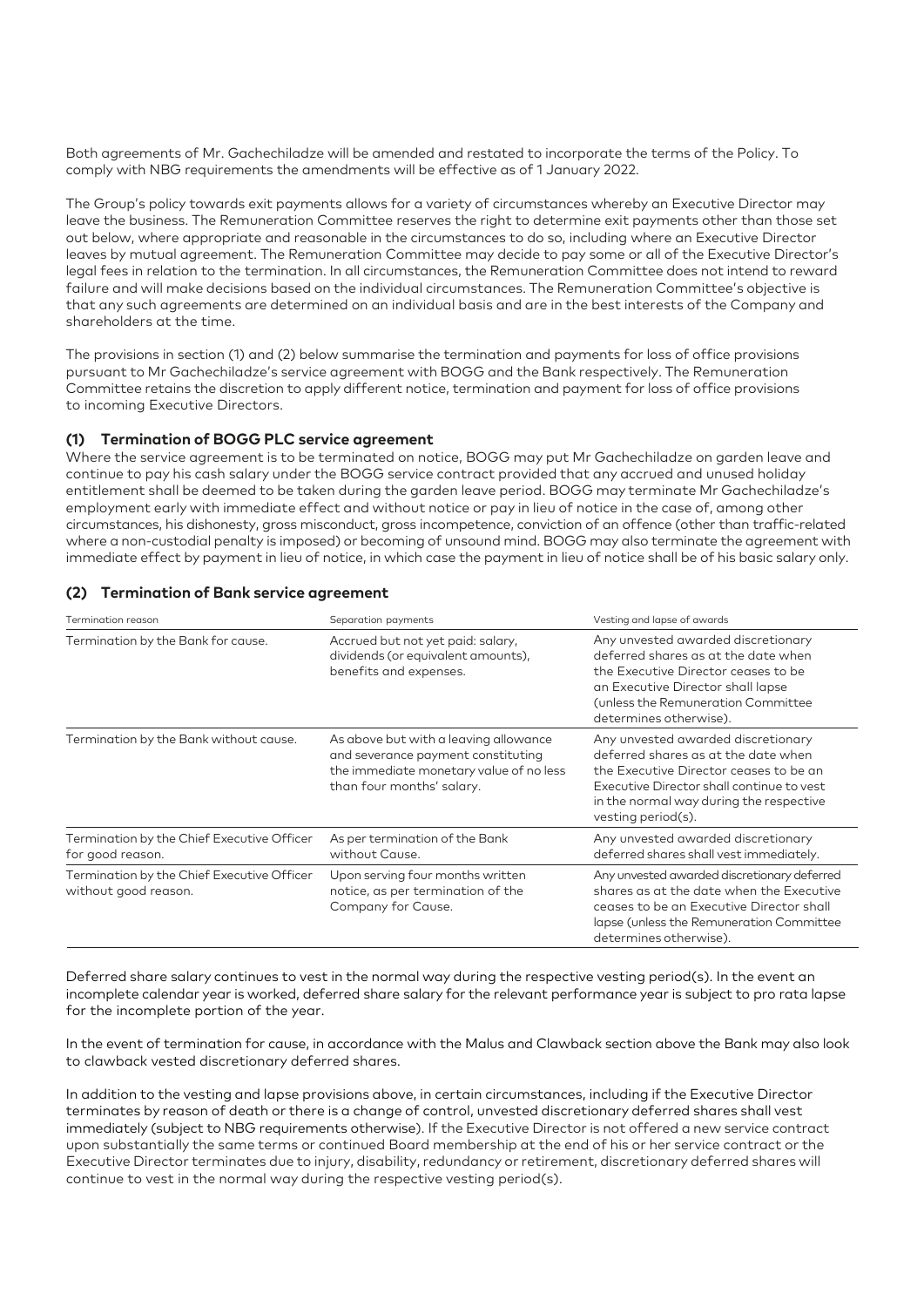Both agreements of Mr. Gachechiladze will be amended and restated to incorporate the terms of the Policy. To comply with NBG requirements the amendments will be effective as of 1 January 2022.

The Group's policy towards exit payments allows for a variety of circumstances whereby an Executive Director may leave the business. The Remuneration Committee reserves the right to determine exit payments other than those set out below, where appropriate and reasonable in the circumstances to do so, including where an Executive Director leaves by mutual agreement. The Remuneration Committee may decide to pay some or all of the Executive Director's legal fees in relation to the termination. In all circumstances, the Remuneration Committee does not intend to reward failure and will make decisions based on the individual circumstances. The Remuneration Committee's objective is that any such agreements are determined on an individual basis and are in the best interests of the Company and shareholders at the time.

The provisions in section (1) and (2) below summarise the termination and payments for loss of office provisions pursuant to Mr Gachechiladze's service agreement with BOGG and the Bank respectively. The Remuneration Committee retains the discretion to apply different notice, termination and payment for loss of office provisions to incoming Executive Directors.

#### (1) Termination of BOGG PLC service agreement

Where the service agreement is to be terminated on notice, BOGG may put Mr Gachechiladze on garden leave and continue to pay his cash salary under the BOGG service contract provided that any accrued and unused holiday entitlement shall be deemed to be taken during the garden leave period. BOGG may terminate Mr Gachechiladze's employment early with immediate effect and without notice or pay in lieu of notice in the case of, among other circumstances, his dishonesty, gross misconduct, gross incompetence, conviction of an offence (other than traffic-related where a non-custodial penalty is imposed) or becoming of unsound mind. BOGG may also terminate the agreement with immediate effect by payment in lieu of notice, in which case the payment in lieu of notice shall be of his basic salary only.

#### (2) Termination of Bank service agreement

| Termination reason | Separation payments | Vesting and lapse of awards |
|---|---|---|
| Termination by the Bank for cause. | Accrued but not yet paid: salary, dividends (or equivalent amounts), benefits and expenses. | Any unvested awarded discretionary deferred shares as at the date when the Executive Director ceases to be an Executive Director shall lapse (unless the Remuneration Committee determines otherwise). |
| Termination by the Bank without cause. | As above but with a leaving allowance and severance payment constituting the immediate monetary value of no less than four months' salary. | Any unvested awarded discretionary deferred shares as at the date when the Executive Director ceases to be an Executive Director shall continue to vest in the normal way during the respective vesting period(s). |
| Termination by the Chief Executive Officer for good reason. | As per termination of the Bank without Cause. | Any unvested awarded discretionary deferred shares shall vest immediately. |
| Termination by the Chief Executive Officer without good reason. | Upon serving four months written notice, as per termination of the Company for Cause. | Any unvested awarded discretionary deferred shares as at the date when the Executive ceases to be an Executive Director shall lapse (unless the Remuneration Committee determines otherwise). |

Deferred share salary continues to vest in the normal way during the respective vesting period(s). In the event an incomplete calendar year is worked, deferred share salary for the relevant performance year is subject to pro rata lapse for the incomplete portion of the year.

In the event of termination for cause, in accordance with the Malus and Clawback section above the Bank may also look to clawback vested discretionary deferred shares.

In addition to the vesting and lapse provisions above, in certain circumstances, including if the Executive Director terminates by reason of death or there is a change of control, unvested discretionary deferred shares shall vest immediately (subject to NBG requirements otherwise). If the Executive Director is not offered a new service contract upon substantially the same terms or continued Board membership at the end of his or her service contract or the Executive Director terminates due to injury, disability, redundancy or retirement, discretionary deferred shares will continue to vest in the normal way during the respective vesting period(s).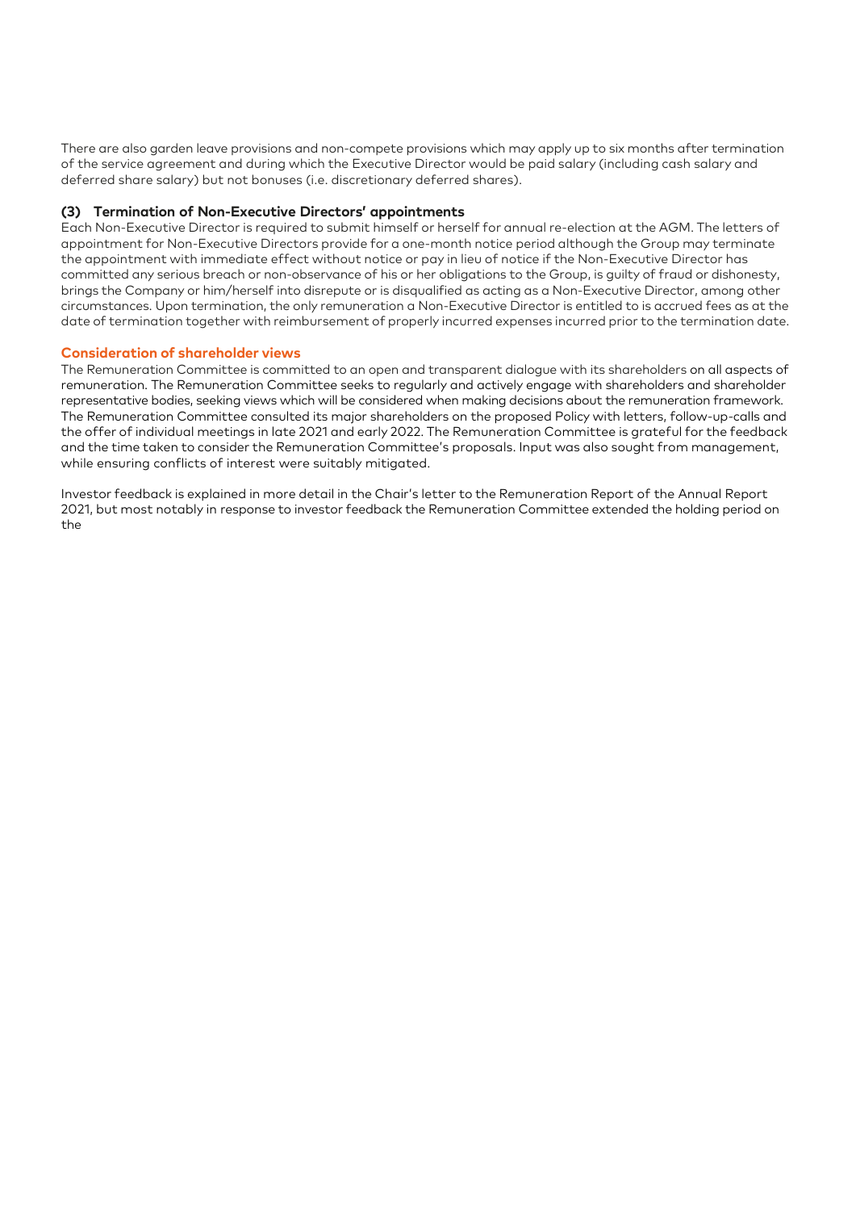There are also garden leave provisions and non-compete provisions which may apply up to six months after termination of the service agreement and during which the Executive Director would be paid salary (including cash salary and deferred share salary) but not bonuses (i.e. discretionary deferred shares).

### (3) Termination of Non-Executive Directors' appointments

Each Non-Executive Director is required to submit himself or herself for annual re-election at the AGM. The letters of appointment for Non-Executive Directors provide for a one-month notice period although the Group may terminate the appointment with immediate effect without notice or pay in lieu of notice if the Non-Executive Director has committed any serious breach or non-observance of his or her obligations to the Group, is guilty of fraud or dishonesty, brings the Company or him/herself into disrepute or is disqualified as acting as a Non-Executive Director, among other circumstances. Upon termination, the only remuneration a Non-Executive Director is entitled to is accrued fees as at the date of termination together with reimbursement of properly incurred expenses incurred prior to the termination date.

## Consideration of shareholder views

The Remuneration Committee is committed to an open and transparent dialogue with its shareholders on all aspects of remuneration. The Remuneration Committee seeks to regularly and actively engage with shareholders and shareholder representative bodies, seeking views which will be considered when making decisions about the remuneration framework. The Remuneration Committee consulted its major shareholders on the proposed Policy with letters, follow-up-calls and the offer of individual meetings in late 2021 and early 2022. The Remuneration Committee is grateful for the feedback and the time taken to consider the Remuneration Committee's proposals. Input was also sought from management, while ensuring conflicts of interest were suitably mitigated.

Investor feedback is explained in more detail in the Chair's letter to the Remuneration Report of the Annual Report 2021, but most notably in response to investor feedback the Remuneration Committee extended the holding period on the